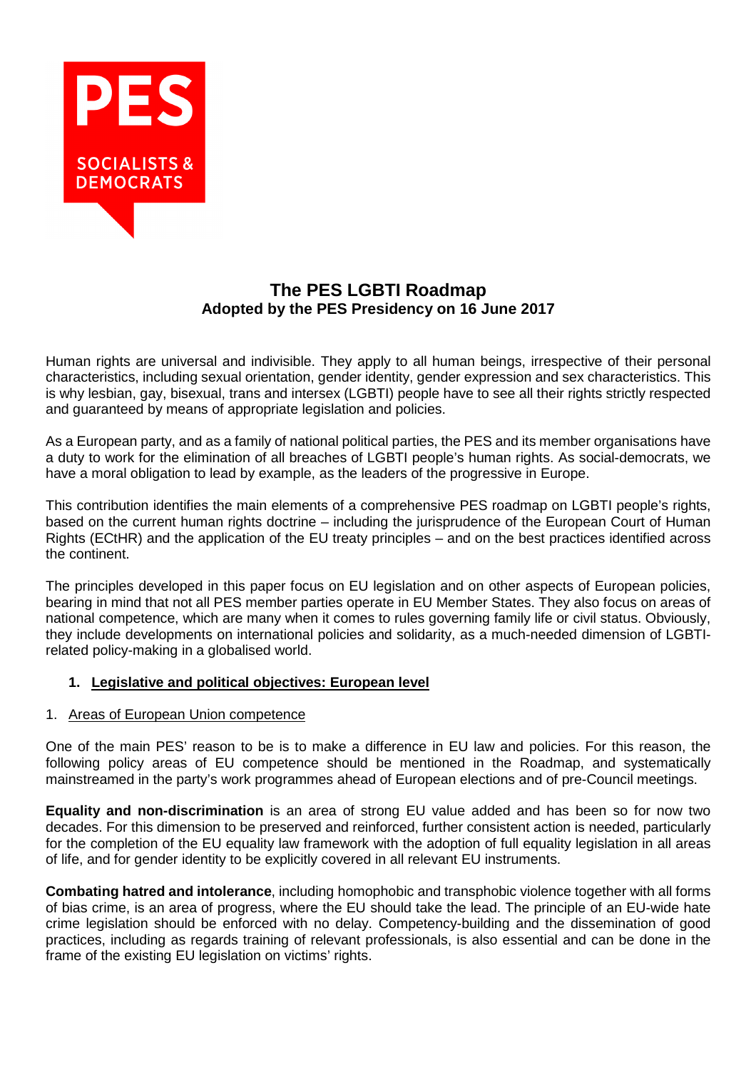PES
SOCIALISTS & DEMOCRATS

# The PES LGBTI Roadmap

**Adopted by the PES Presidency on 16 June 2017**

Human rights are universal and indivisible. They apply to all human beings, irrespective of their personal characteristics, including sexual orientation, gender identity, gender expression and sex characteristics. This is why lesbian, gay, bisexual, trans and intersex (LGBTI) people have to see all their rights strictly respected and guaranteed by means of appropriate legislation and policies.

As a European party, and as a family of national political parties, the PES and its member organisations have a duty to work for the elimination of all breaches of LGBTI people's human rights. As social-democrats, we have a moral obligation to lead by example, as the leaders of the progressive in Europe.

This contribution identifies the main elements of a comprehensive PES roadmap on LGBTI people's rights, based on the current human rights doctrine – including the jurisprudence of the European Court of Human Rights (ECtHR) and the application of the EU treaty principles – and on the best practices identified across the continent.

The principles developed in this paper focus on EU legislation and on other aspects of European policies, bearing in mind that not all PES member parties operate in EU Member States. They also focus on areas of national competence, which are many when it comes to rules governing family life or civil status. Obviously, they include developments on international policies and solidarity, as a much-needed dimension of LGBTI-related policy-making in a globalised world.

## 1. Legislative and political objectives: European level

### 1. Areas of European Union competence

One of the main PES' reason to be is to make a difference in EU law and policies. For this reason, the following policy areas of EU competence should be mentioned in the Roadmap, and systematically mainstreamed in the party's work programmes ahead of European elections and of pre-Council meetings.

**Equality and non-discrimination** is an area of strong EU value added and has been so for now two decades. For this dimension to be preserved and reinforced, further consistent action is needed, particularly for the completion of the EU equality law framework with the adoption of full equality legislation in all areas of life, and for gender identity to be explicitly covered in all relevant EU instruments.

**Combating hatred and intolerance**, including homophobic and transphobic violence together with all forms of bias crime, is an area of progress, where the EU should take the lead. The principle of an EU-wide hate crime legislation should be enforced with no delay. Competency-building and the dissemination of good practices, including as regards training of relevant professionals, is also essential and can be done in the frame of the existing EU legislation on victims' rights.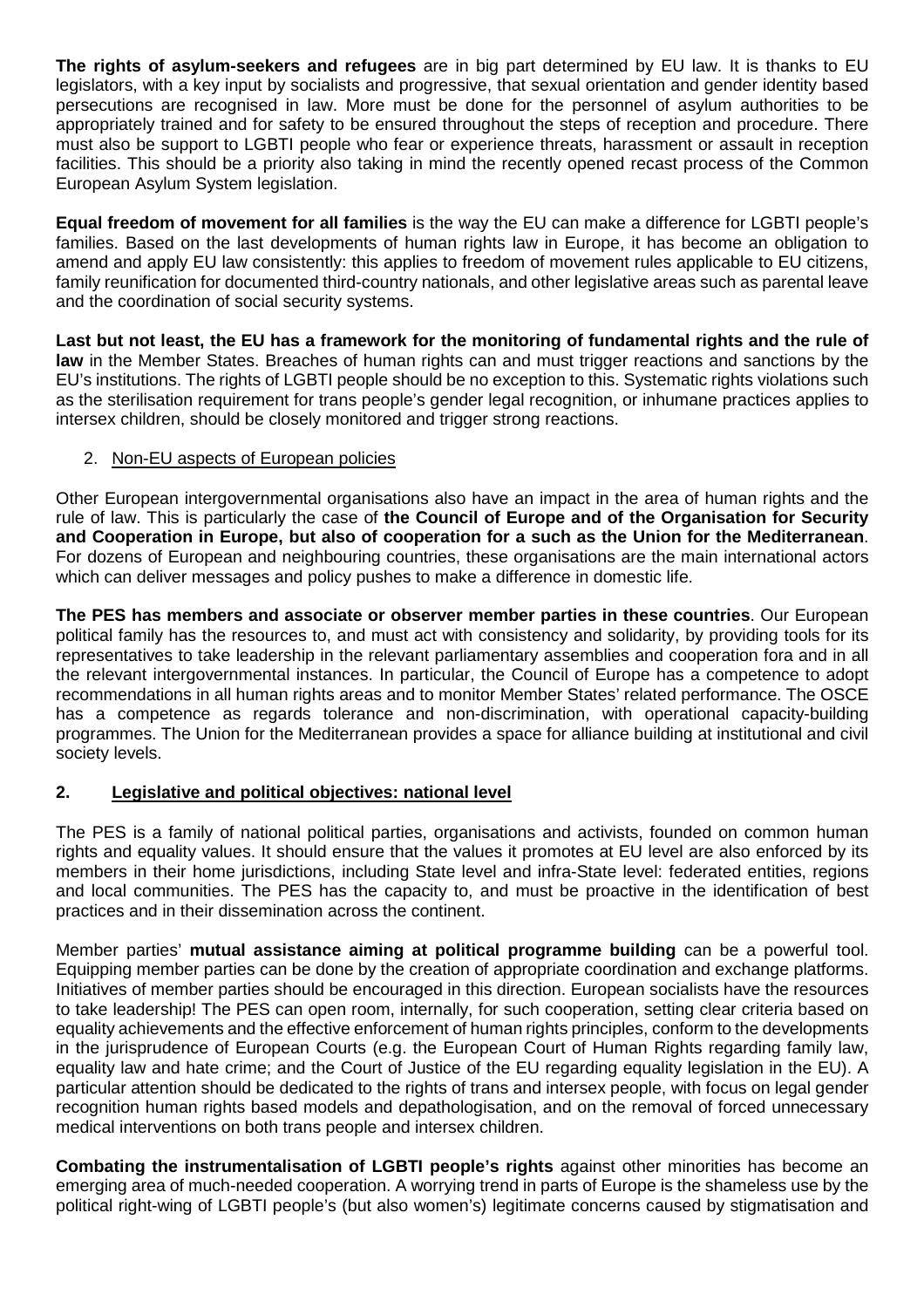**The rights of asylum-seekers and refugees** are in big part determined by EU law. It is thanks to EU legislators, with a key input by socialists and progressive, that sexual orientation and gender identity based persecutions are recognised in law. More must be done for the personnel of asylum authorities to be appropriately trained and for safety to be ensured throughout the steps of reception and procedure. There must also be support to LGBTI people who fear or experience threats, harassment or assault in reception facilities. This should be a priority also taking in mind the recently opened recast process of the Common European Asylum System legislation.

**Equal freedom of movement for all families** is the way the EU can make a difference for LGBTI people's families. Based on the last developments of human rights law in Europe, it has become an obligation to amend and apply EU law consistently: this applies to freedom of movement rules applicable to EU citizens, family reunification for documented third-country nationals, and other legislative areas such as parental leave and the coordination of social security systems.

**Last but not least, the EU has a framework for the monitoring of fundamental rights and the rule of law** in the Member States. Breaches of human rights can and must trigger reactions and sanctions by the EU's institutions. The rights of LGBTI people should be no exception to this. Systematic rights violations such as the sterilisation requirement for trans people's gender legal recognition, or inhumane practices applies to intersex children, should be closely monitored and trigger strong reactions.

2. Non-EU aspects of European policies

Other European intergovernmental organisations also have an impact in the area of human rights and the rule of law. This is particularly the case of **the Council of Europe and of the Organisation for Security and Cooperation in Europe, but also of cooperation for a such as the Union for the Mediterranean**. For dozens of European and neighbouring countries, these organisations are the main international actors which can deliver messages and policy pushes to make a difference in domestic life.

**The PES has members and associate or observer member parties in these countries**. Our European political family has the resources to, and must act with consistency and solidarity, by providing tools for its representatives to take leadership in the relevant parliamentary assemblies and cooperation fora and in all the relevant intergovernmental instances. In particular, the Council of Europe has a competence to adopt recommendations in all human rights areas and to monitor Member States' related performance. The OSCE has a competence as regards tolerance and non-discrimination, with operational capacity-building programmes. The Union for the Mediterranean provides a space for alliance building at institutional and civil society levels.

## 2. Legislative and political objectives: national level

The PES is a family of national political parties, organisations and activists, founded on common human rights and equality values. It should ensure that the values it promotes at EU level are also enforced by its members in their home jurisdictions, including State level and infra-State level: federated entities, regions and local communities. The PES has the capacity to, and must be proactive in the identification of best practices and in their dissemination across the continent.

Member parties' **mutual assistance aiming at political programme building** can be a powerful tool. Equipping member parties can be done by the creation of appropriate coordination and exchange platforms. Initiatives of member parties should be encouraged in this direction. European socialists have the resources to take leadership! The PES can open room, internally, for such cooperation, setting clear criteria based on equality achievements and the effective enforcement of human rights principles, conform to the developments in the jurisprudence of European Courts (e.g. the European Court of Human Rights regarding family law, equality law and hate crime; and the Court of Justice of the EU regarding equality legislation in the EU). A particular attention should be dedicated to the rights of trans and intersex people, with focus on legal gender recognition human rights based models and depathologisation, and on the removal of forced unnecessary medical interventions on both trans people and intersex children.

**Combating the instrumentalisation of LGBTI people's rights** against other minorities has become an emerging area of much-needed cooperation. A worrying trend in parts of Europe is the shameless use by the political right-wing of LGBTI people's (but also women's) legitimate concerns caused by stigmatisation and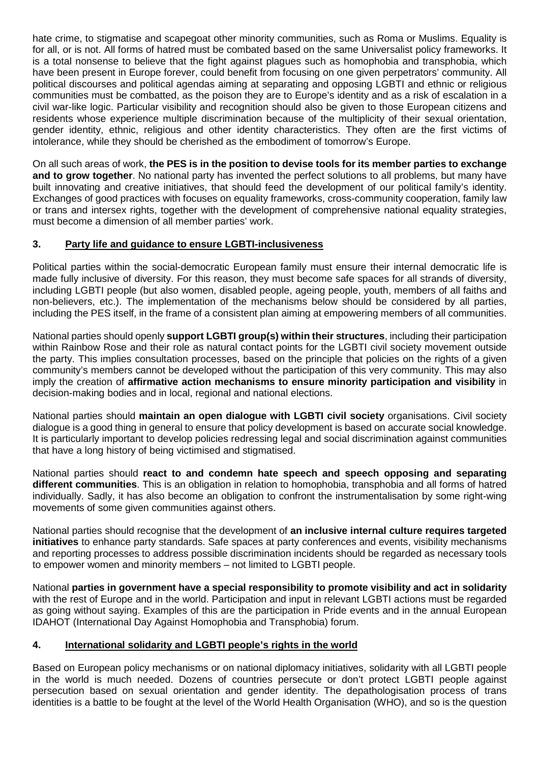hate crime, to stigmatise and scapegoat other minority communities, such as Roma or Muslims. Equality is for all, or is not. All forms of hatred must be combated based on the same Universalist policy frameworks. It is a total nonsense to believe that the fight against plagues such as homophobia and transphobia, which have been present in Europe forever, could benefit from focusing on one given perpetrators' community. All political discourses and political agendas aiming at separating and opposing LGBTI and ethnic or religious communities must be combatted, as the poison they are to Europe's identity and as a risk of escalation in a civil war-like logic. Particular visibility and recognition should also be given to those European citizens and residents whose experience multiple discrimination because of the multiplicity of their sexual orientation, gender identity, ethnic, religious and other identity characteristics. They often are the first victims of intolerance, while they should be cherished as the embodiment of tomorrow's Europe.

On all such areas of work, **the PES is in the position to devise tools for its member parties to exchange and to grow together**. No national party has invented the perfect solutions to all problems, but many have built innovating and creative initiatives, that should feed the development of our political family's identity. Exchanges of good practices with focuses on equality frameworks, cross-community cooperation, family law or trans and intersex rights, together with the development of comprehensive national equality strategies, must become a dimension of all member parties' work.

## 3. Party life and guidance to ensure LGBTI-inclusiveness

Political parties within the social-democratic European family must ensure their internal democratic life is made fully inclusive of diversity. For this reason, they must become safe spaces for all strands of diversity, including LGBTI people (but also women, disabled people, ageing people, youth, members of all faiths and non-believers, etc.). The implementation of the mechanisms below should be considered by all parties, including the PES itself, in the frame of a consistent plan aiming at empowering members of all communities.

National parties should openly **support LGBTI group(s) within their structures**, including their participation within Rainbow Rose and their role as natural contact points for the LGBTI civil society movement outside the party. This implies consultation processes, based on the principle that policies on the rights of a given community's members cannot be developed without the participation of this very community. This may also imply the creation of **affirmative action mechanisms to ensure minority participation and visibility** in decision-making bodies and in local, regional and national elections.

National parties should **maintain an open dialogue with LGBTI civil society** organisations. Civil society dialogue is a good thing in general to ensure that policy development is based on accurate social knowledge. It is particularly important to develop policies redressing legal and social discrimination against communities that have a long history of being victimised and stigmatised.

National parties should **react to and condemn hate speech and speech opposing and separating different communities**. This is an obligation in relation to homophobia, transphobia and all forms of hatred individually. Sadly, it has also become an obligation to confront the instrumentalisation by some right-wing movements of some given communities against others.

National parties should recognise that the development of **an inclusive internal culture requires targeted initiatives** to enhance party standards. Safe spaces at party conferences and events, visibility mechanisms and reporting processes to address possible discrimination incidents should be regarded as necessary tools to empower women and minority members – not limited to LGBTI people.

National **parties in government have a special responsibility to promote visibility and act in solidarity** with the rest of Europe and in the world. Participation and input in relevant LGBTI actions must be regarded as going without saying. Examples of this are the participation in Pride events and in the annual European IDAHOT (International Day Against Homophobia and Transphobia) forum.

## 4. International solidarity and LGBTI people's rights in the world

Based on European policy mechanisms or on national diplomacy initiatives, solidarity with all LGBTI people in the world is much needed. Dozens of countries persecute or don't protect LGBTI people against persecution based on sexual orientation and gender identity. The depathologisation process of trans identities is a battle to be fought at the level of the World Health Organisation (WHO), and so is the question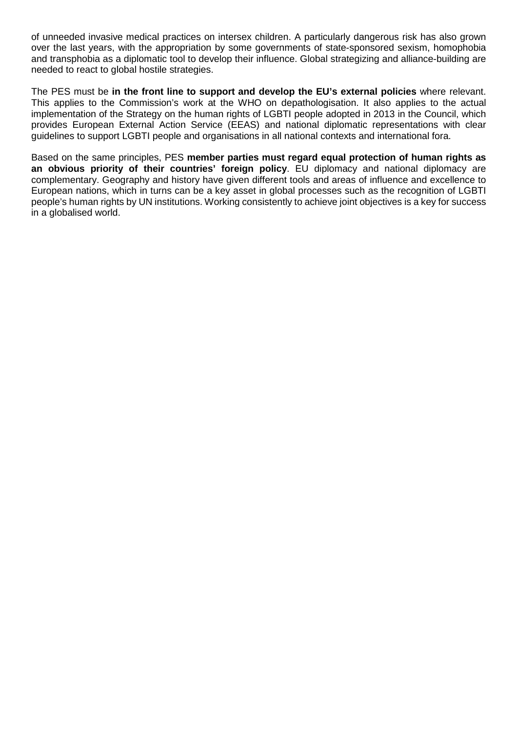of unneeded invasive medical practices on intersex children. A particularly dangerous risk has also grown over the last years, with the appropriation by some governments of state-sponsored sexism, homophobia and transphobia as a diplomatic tool to develop their influence. Global strategizing and alliance-building are needed to react to global hostile strategies.

The PES must be **in the front line to support and develop the EU's external policies** where relevant. This applies to the Commission's work at the WHO on depathologisation. It also applies to the actual implementation of the Strategy on the human rights of LGBTI people adopted in 2013 in the Council, which provides European External Action Service (EEAS) and national diplomatic representations with clear guidelines to support LGBTI people and organisations in all national contexts and international fora.

Based on the same principles, PES **member parties must regard equal protection of human rights as an obvious priority of their countries' foreign policy**. EU diplomacy and national diplomacy are complementary. Geography and history have given different tools and areas of influence and excellence to European nations, which in turns can be a key asset in global processes such as the recognition of LGBTI people's human rights by UN institutions. Working consistently to achieve joint objectives is a key for success in a globalised world.